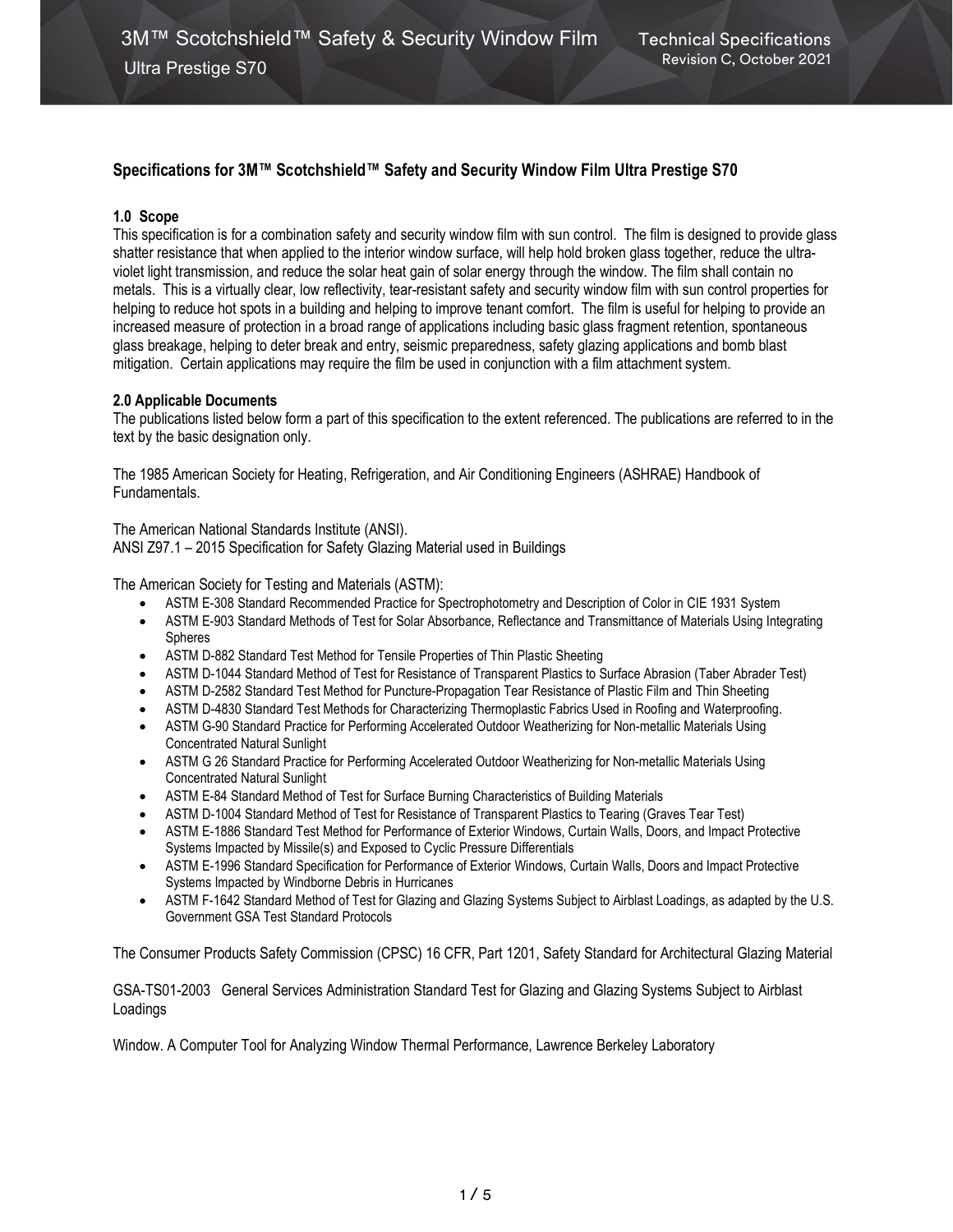# Specifications for 3M™ Scotchshield™ Safety and Security Window Film Ultra Prestige S70

## 1.0 Scope

This specification is for a combination safety and security window film with sun control. The film is designed to provide glass shatter resistance that when applied to the interior window surface, will help hold broken glass together, reduce the ultra-violet light transmission, and reduce the solar heat gain of solar energy through the window. The film shall contain no metals. This is a virtually clear, low reflectivity, tear-resistant safety and security window film with sun control properties for helping to reduce hot spots in a building and helping to improve tenant comfort. The film is useful for helping to provide an increased measure of protection in a broad range of applications including basic glass fragment retention, spontaneous glass breakage, helping to deter break and entry, seismic preparedness, safety glazing applications and bomb blast mitigation. Certain applications may require the film be used in conjunction with a film attachment system.

## 2.0 Applicable Documents

The publications listed below form a part of this specification to the extent referenced. The publications are referred to in the text by the basic designation only.

The 1985 American Society for Heating, Refrigeration, and Air Conditioning Engineers (ASHRAE) Handbook of Fundamentals.

The American National Standards Institute (ANSI).
ANSI Z97.1 – 2015 Specification for Safety Glazing Material used in Buildings

The American Society for Testing and Materials (ASTM):

- ASTM E-308 Standard Recommended Practice for Spectrophotometry and Description of Color in CIE 1931 System
- ASTM E-903 Standard Methods of Test for Solar Absorbance, Reflectance and Transmittance of Materials Using Integrating Spheres
- ASTM D-882 Standard Test Method for Tensile Properties of Thin Plastic Sheeting
- ASTM D-1044 Standard Method of Test for Resistance of Transparent Plastics to Surface Abrasion (Taber Abrader Test)
- ASTM D-2582 Standard Test Method for Puncture-Propagation Tear Resistance of Plastic Film and Thin Sheeting
- ASTM D-4830 Standard Test Methods for Characterizing Thermoplastic Fabrics Used in Roofing and Waterproofing.
- ASTM G-90 Standard Practice for Performing Accelerated Outdoor Weatherizing for Non-metallic Materials Using Concentrated Natural Sunlight
- ASTM G 26 Standard Practice for Performing Accelerated Outdoor Weatherizing for Non-metallic Materials Using Concentrated Natural Sunlight
- ASTM E-84 Standard Method of Test for Surface Burning Characteristics of Building Materials
- ASTM D-1004 Standard Method of Test for Resistance of Transparent Plastics to Tearing (Graves Tear Test)
- ASTM E-1886 Standard Test Method for Performance of Exterior Windows, Curtain Walls, Doors, and Impact Protective Systems Impacted by Missile(s) and Exposed to Cyclic Pressure Differentials
- ASTM E-1996 Standard Specification for Performance of Exterior Windows, Curtain Walls, Doors and Impact Protective Systems Impacted by Windborne Debris in Hurricanes
- ASTM F-1642 Standard Method of Test for Glazing and Glazing Systems Subject to Airblast Loadings, as adapted by the U.S. Government GSA Test Standard Protocols

The Consumer Products Safety Commission (CPSC) 16 CFR, Part 1201, Safety Standard for Architectural Glazing Material

GSA-TS01-2003 General Services Administration Standard Test for Glazing and Glazing Systems Subject to Airblast Loadings

Window. A Computer Tool for Analyzing Window Thermal Performance, Lawrence Berkeley Laboratory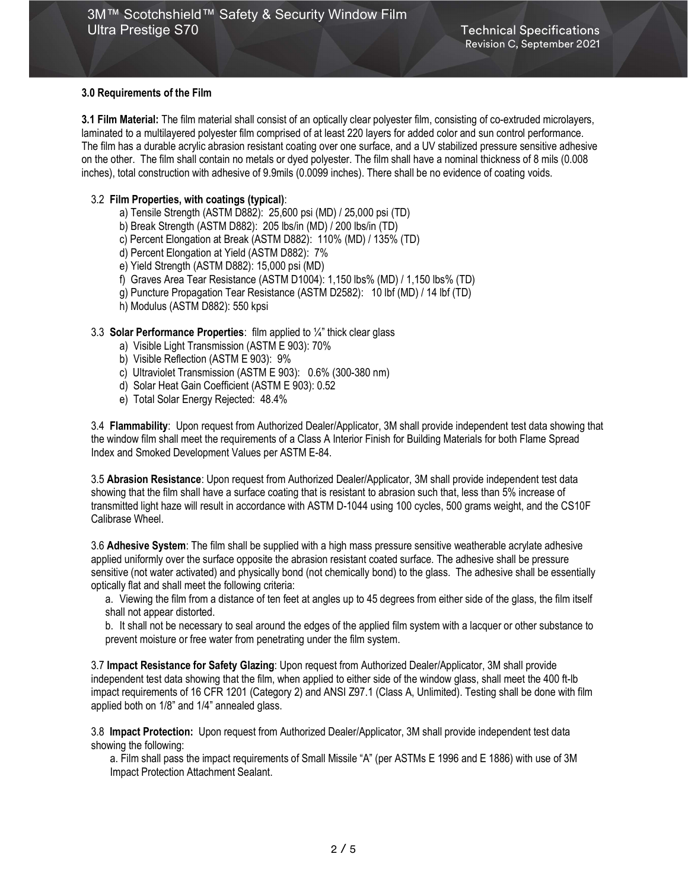### 3.0 Requirements of the Film

**3.1 Film Material:** The film material shall consist of an optically clear polyester film, consisting of co-extruded microlayers, laminated to a multilayered polyester film comprised of at least 220 layers for added color and sun control performance. The film has a durable acrylic abrasion resistant coating over one surface, and a UV stabilized pressure sensitive adhesive on the other. The film shall contain no metals or dyed polyester. The film shall have a nominal thickness of 8 mils (0.008 inches), total construction with adhesive of 9.9mils (0.0099 inches). There shall be no evidence of coating voids.

3.2 **Film Properties, with coatings (typical)**:

- a) Tensile Strength (ASTM D882): 25,600 psi (MD) / 25,000 psi (TD)
- b) Break Strength (ASTM D882): 205 lbs/in (MD) / 200 lbs/in (TD)
- c) Percent Elongation at Break (ASTM D882): 110% (MD) / 135% (TD)
- d) Percent Elongation at Yield (ASTM D882): 7%
- e) Yield Strength (ASTM D882): 15,000 psi (MD)
- f) Graves Area Tear Resistance (ASTM D1004): 1,150 lbs% (MD) / 1,150 lbs% (TD)
- g) Puncture Propagation Tear Resistance (ASTM D2582): 10 lbf (MD) / 14 lbf (TD)
- h) Modulus (ASTM D882): 550 kpsi

3.3 **Solar Performance Properties**: film applied to ¼" thick clear glass

- a) Visible Light Transmission (ASTM E 903): 70%
- b) Visible Reflection (ASTM E 903): 9%
- c) Ultraviolet Transmission (ASTM E 903): 0.6% (300-380 nm)
- d) Solar Heat Gain Coefficient (ASTM E 903): 0.52
- e) Total Solar Energy Rejected: 48.4%

3.4 **Flammability**: Upon request from Authorized Dealer/Applicator, 3M shall provide independent test data showing that the window film shall meet the requirements of a Class A Interior Finish for Building Materials for both Flame Spread Index and Smoked Development Values per ASTM E-84.

3.5 **Abrasion Resistance**: Upon request from Authorized Dealer/Applicator, 3M shall provide independent test data showing that the film shall have a surface coating that is resistant to abrasion such that, less than 5% increase of transmitted light haze will result in accordance with ASTM D-1044 using 100 cycles, 500 grams weight, and the CS10F Calibrase Wheel.

3.6 **Adhesive System**: The film shall be supplied with a high mass pressure sensitive weatherable acrylate adhesive applied uniformly over the surface opposite the abrasion resistant coated surface. The adhesive shall be pressure sensitive (not water activated) and physically bond (not chemically bond) to the glass. The adhesive shall be essentially optically flat and shall meet the following criteria:

a. Viewing the film from a distance of ten feet at angles up to 45 degrees from either side of the glass, the film itself shall not appear distorted.

b. It shall not be necessary to seal around the edges of the applied film system with a lacquer or other substance to prevent moisture or free water from penetrating under the film system.

3.7 **Impact Resistance for Safety Glazing**: Upon request from Authorized Dealer/Applicator, 3M shall provide independent test data showing that the film, when applied to either side of the window glass, shall meet the 400 ft-lb impact requirements of 16 CFR 1201 (Category 2) and ANSI Z97.1 (Class A, Unlimited). Testing shall be done with film applied both on 1/8" and 1/4" annealed glass.

3.8 **Impact Protection:** Upon request from Authorized Dealer/Applicator, 3M shall provide independent test data showing the following:

a. Film shall pass the impact requirements of Small Missile "A" (per ASTMs E 1996 and E 1886) with use of 3M Impact Protection Attachment Sealant.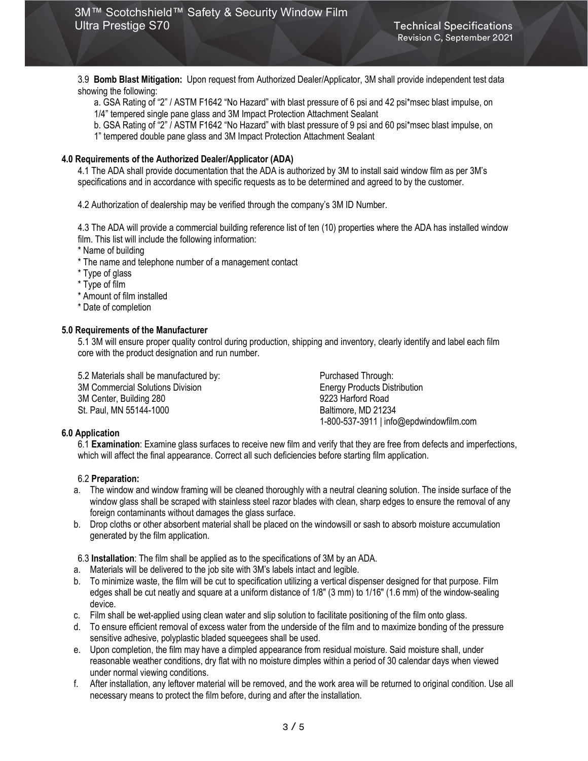3.9 **Bomb Blast Mitigation:** Upon request from Authorized Dealer/Applicator, 3M shall provide independent test data showing the following:

a. GSA Rating of "2" / ASTM F1642 "No Hazard" with blast pressure of 6 psi and 42 psi*msec blast impulse, on 1/4" tempered single pane glass and 3M Impact Protection Attachment Sealant

b. GSA Rating of "2" / ASTM F1642 "No Hazard" with blast pressure of 9 psi and 60 psi*msec blast impulse, on 1" tempered double pane glass and 3M Impact Protection Attachment Sealant

**4.0 Requirements of the Authorized Dealer/Applicator (ADA)**

4.1 The ADA shall provide documentation that the ADA is authorized by 3M to install said window film as per 3M's specifications and in accordance with specific requests as to be determined and agreed to by the customer.

4.2 Authorization of dealership may be verified through the company's 3M ID Number.

4.3 The ADA will provide a commercial building reference list of ten (10) properties where the ADA has installed window film. This list will include the following information:

* Name of building
* The name and telephone number of a management contact
* Type of glass
* Type of film
* Amount of film installed
* Date of completion

**5.0 Requirements of the Manufacturer**

5.1 3M will ensure proper quality control during production, shipping and inventory, clearly identify and label each film core with the product designation and run number.

5.2 Materials shall be manufactured by:
3M Commercial Solutions Division
3M Center, Building 280
St. Paul, MN 55144-1000

Purchased Through:
Energy Products Distribution
9223 Harford Road
Baltimore, MD 21234
1-800-537-3911 | info@epdwindowfilm.com

**6.0 Application**

6.1 **Examination**: Examine glass surfaces to receive new film and verify that they are free from defects and imperfections, which will affect the final appearance. Correct all such deficiencies before starting film application.

6.2 **Preparation:**

a. The window and window framing will be cleaned thoroughly with a neutral cleaning solution. The inside surface of the window glass shall be scraped with stainless steel razor blades with clean, sharp edges to ensure the removal of any foreign contaminants without damages the glass surface.
b. Drop cloths or other absorbent material shall be placed on the windowsill or sash to absorb moisture accumulation generated by the film application.

6.3 **Installation**: The film shall be applied as to the specifications of 3M by an ADA.

a. Materials will be delivered to the job site with 3M's labels intact and legible.
b. To minimize waste, the film will be cut to specification utilizing a vertical dispenser designed for that purpose. Film edges shall be cut neatly and square at a uniform distance of 1/8" (3 mm) to 1/16" (1.6 mm) of the window-sealing device.
c. Film shall be wet-applied using clean water and slip solution to facilitate positioning of the film onto glass.
d. To ensure efficient removal of excess water from the underside of the film and to maximize bonding of the pressure sensitive adhesive, polyplastic bladed squeegees shall be used.
e. Upon completion, the film may have a dimpled appearance from residual moisture. Said moisture shall, under reasonable weather conditions, dry flat with no moisture dimples within a period of 30 calendar days when viewed under normal viewing conditions.
f. After installation, any leftover material will be removed, and the work area will be returned to original condition. Use all necessary means to protect the film before, during and after the installation.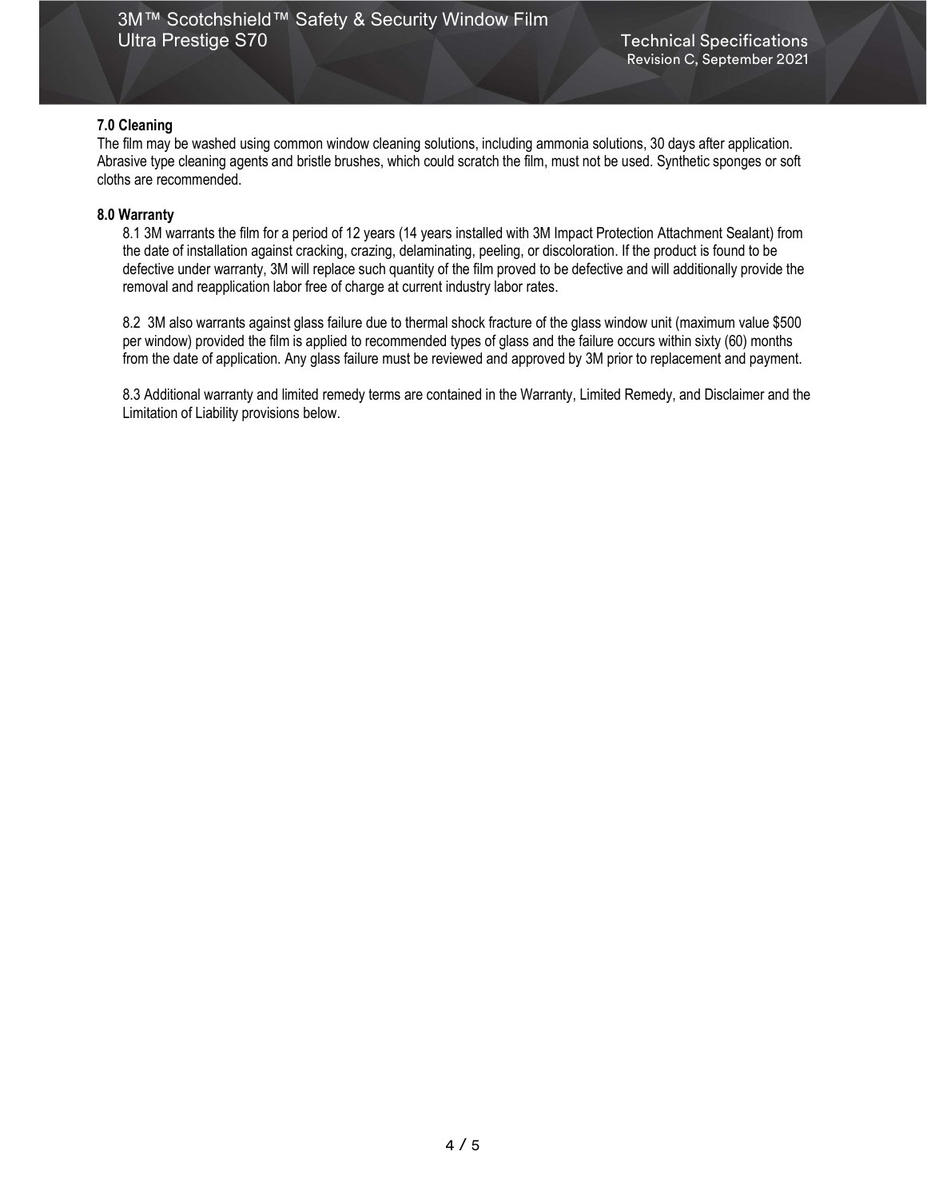### 7.0 Cleaning

The film may be washed using common window cleaning solutions, including ammonia solutions, 30 days after application. Abrasive type cleaning agents and bristle brushes, which could scratch the film, must not be used. Synthetic sponges or soft cloths are recommended.

### 8.0 Warranty

8.1 3M warrants the film for a period of 12 years (14 years installed with 3M Impact Protection Attachment Sealant) from the date of installation against cracking, crazing, delaminating, peeling, or discoloration. If the product is found to be defective under warranty, 3M will replace such quantity of the film proved to be defective and will additionally provide the removal and reapplication labor free of charge at current industry labor rates.

8.2 3M also warrants against glass failure due to thermal shock fracture of the glass window unit (maximum value $500 per window) provided the film is applied to recommended types of glass and the failure occurs within sixty (60) months from the date of application. Any glass failure must be reviewed and approved by 3M prior to replacement and payment.

8.3 Additional warranty and limited remedy terms are contained in the Warranty, Limited Remedy, and Disclaimer and the Limitation of Liability provisions below.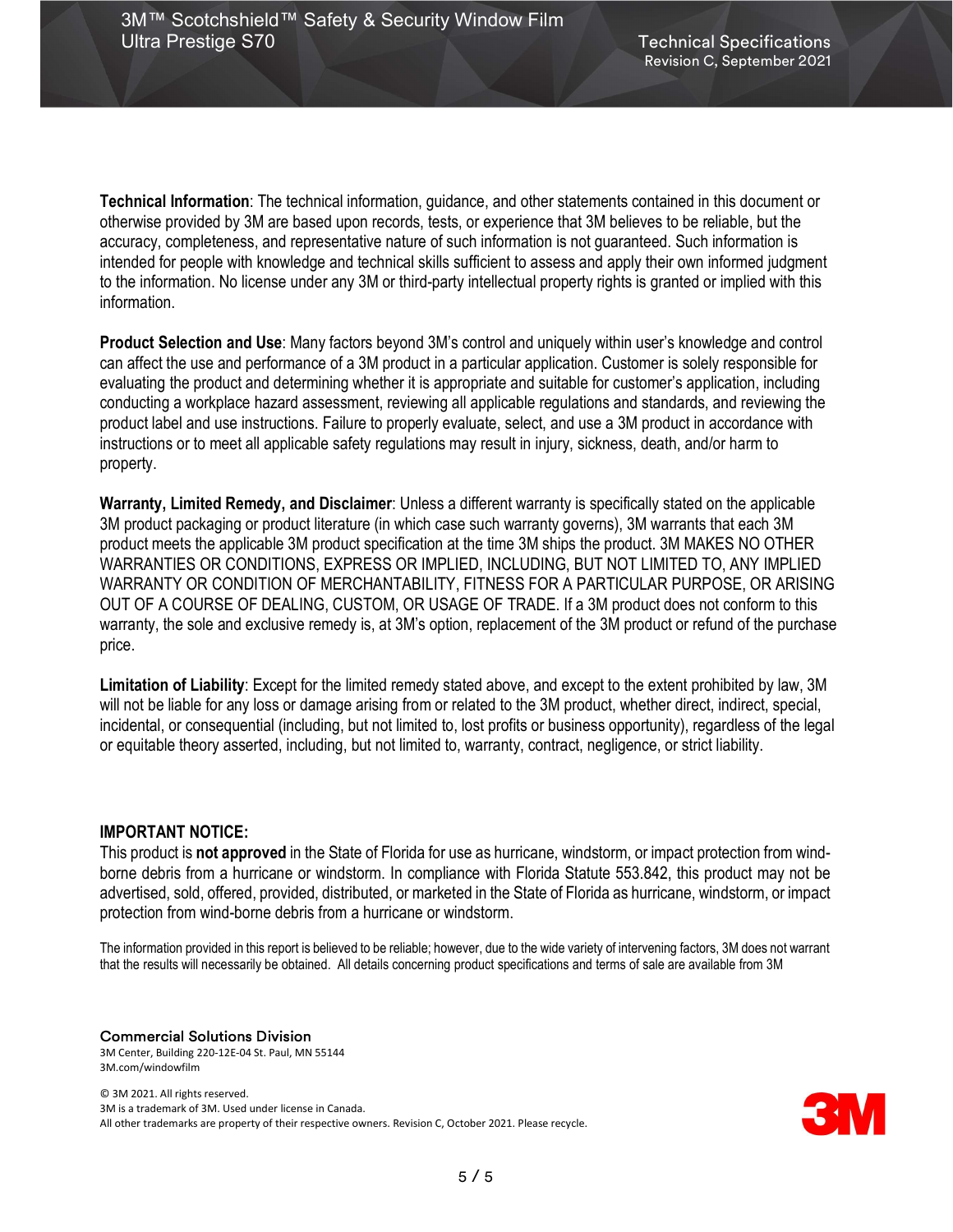**Technical Information**: The technical information, guidance, and other statements contained in this document or otherwise provided by 3M are based upon records, tests, or experience that 3M believes to be reliable, but the accuracy, completeness, and representative nature of such information is not guaranteed. Such information is intended for people with knowledge and technical skills sufficient to assess and apply their own informed judgment to the information. No license under any 3M or third-party intellectual property rights is granted or implied with this information.

**Product Selection and Use**: Many factors beyond 3M's control and uniquely within user's knowledge and control can affect the use and performance of a 3M product in a particular application. Customer is solely responsible for evaluating the product and determining whether it is appropriate and suitable for customer's application, including conducting a workplace hazard assessment, reviewing all applicable regulations and standards, and reviewing the product label and use instructions. Failure to properly evaluate, select, and use a 3M product in accordance with instructions or to meet all applicable safety regulations may result in injury, sickness, death, and/or harm to property.

**Warranty, Limited Remedy, and Disclaimer**: Unless a different warranty is specifically stated on the applicable 3M product packaging or product literature (in which case such warranty governs), 3M warrants that each 3M product meets the applicable 3M product specification at the time 3M ships the product. 3M MAKES NO OTHER WARRANTIES OR CONDITIONS, EXPRESS OR IMPLIED, INCLUDING, BUT NOT LIMITED TO, ANY IMPLIED WARRANTY OR CONDITION OF MERCHANTABILITY, FITNESS FOR A PARTICULAR PURPOSE, OR ARISING OUT OF A COURSE OF DEALING, CUSTOM, OR USAGE OF TRADE. If a 3M product does not conform to this warranty, the sole and exclusive remedy is, at 3M's option, replacement of the 3M product or refund of the purchase price.

**Limitation of Liability**: Except for the limited remedy stated above, and except to the extent prohibited by law, 3M will not be liable for any loss or damage arising from or related to the 3M product, whether direct, indirect, special, incidental, or consequential (including, but not limited to, lost profits or business opportunity), regardless of the legal or equitable theory asserted, including, but not limited to, warranty, contract, negligence, or strict liability.

**IMPORTANT NOTICE:**

This product is **not approved** in the State of Florida for use as hurricane, windstorm, or impact protection from wind-borne debris from a hurricane or windstorm. In compliance with Florida Statute 553.842, this product may not be advertised, sold, offered, provided, distributed, or marketed in the State of Florida as hurricane, windstorm, or impact protection from wind-borne debris from a hurricane or windstorm.

The information provided in this report is believed to be reliable; however, due to the wide variety of intervening factors, 3M does not warrant that the results will necessarily be obtained. All details concerning product specifications and terms of sale are available from 3M

Commercial Solutions Division
3M Center, Building 220-12E-04 St. Paul, MN 55144
3M.com/windowfilm

© 3M 2021. All rights reserved.
3M is a trademark of 3M. Used under license in Canada.
All other trademarks are property of their respective owners. Revision C, October 2021. Please recycle.